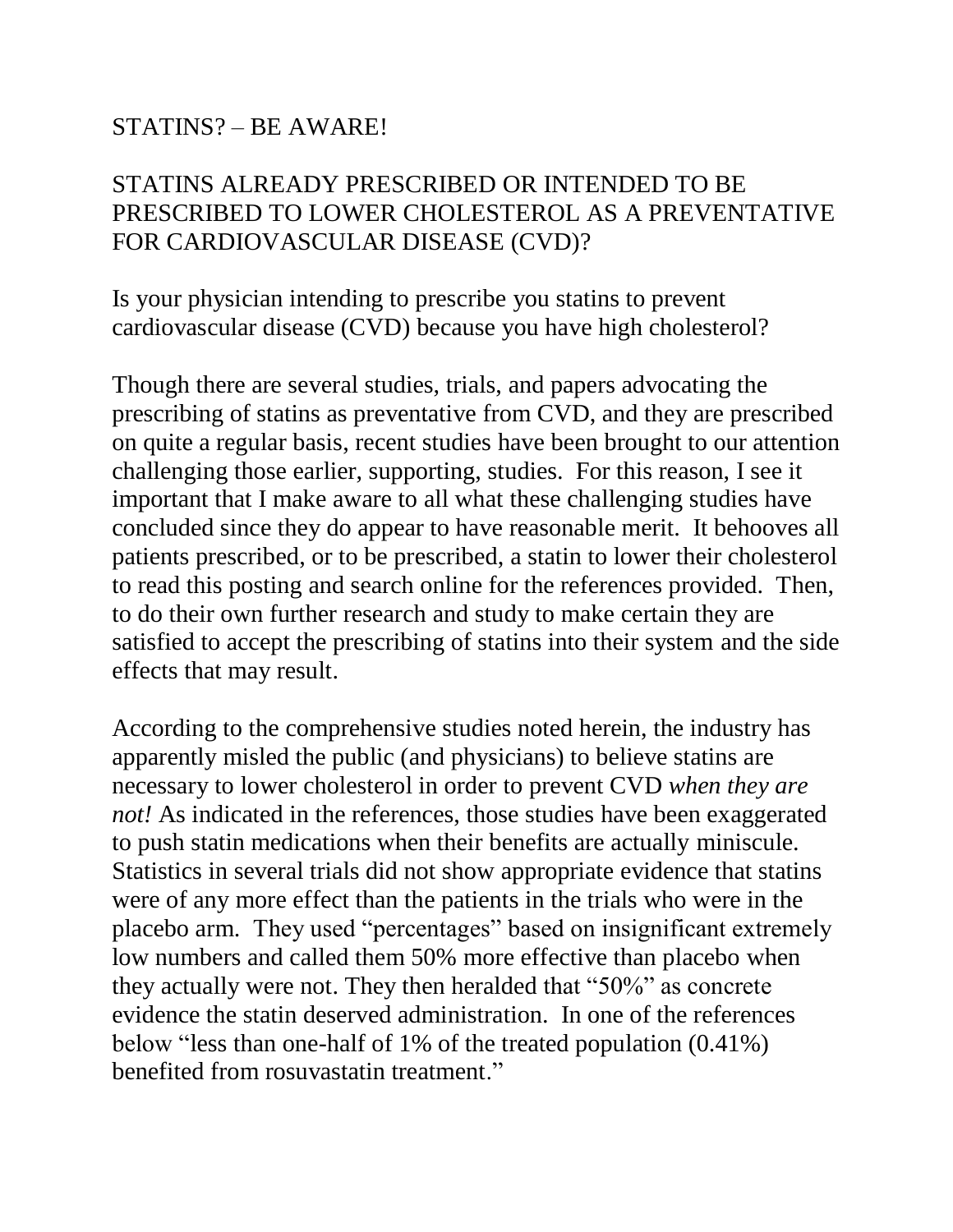STATINS? – BE AWARE!

STATINS ALREADY PRESCRIBED OR INTENDED TO BE PRESCRIBED TO LOWER CHOLESTEROL AS A PREVENTATIVE FOR CARDIOVASCULAR DISEASE (CVD)?

Is your physician intending to prescribe you statins to prevent cardiovascular disease (CVD) because you have high cholesterol?

Though there are several studies, trials, and papers advocating the prescribing of statins as preventative from CVD, and they are prescribed on quite a regular basis, recent studies have been brought to our attention challenging those earlier, supporting, studies. For this reason, I see it important that I make aware to all what these challenging studies have concluded since they do appear to have reasonable merit. It behooves all patients prescribed, or to be prescribed, a statin to lower their cholesterol to read this posting and search online for the references provided. Then, to do their own further research and study to make certain they are satisfied to accept the prescribing of statins into their system and the side effects that may result.

According to the comprehensive studies noted herein, the industry has apparently misled the public (and physicians) to believe statins are necessary to lower cholesterol in order to prevent CVD *when they are not!* As indicated in the references, those studies have been exaggerated to push statin medications when their benefits are actually miniscule. Statistics in several trials did not show appropriate evidence that statins were of any more effect than the patients in the trials who were in the placebo arm. They used "percentages" based on insignificant extremely low numbers and called them 50% more effective than placebo when they actually were not. They then heralded that "50%" as concrete evidence the statin deserved administration. In one of the references below "less than one-half of 1% of the treated population (0.41%) benefited from rosuvastatin treatment."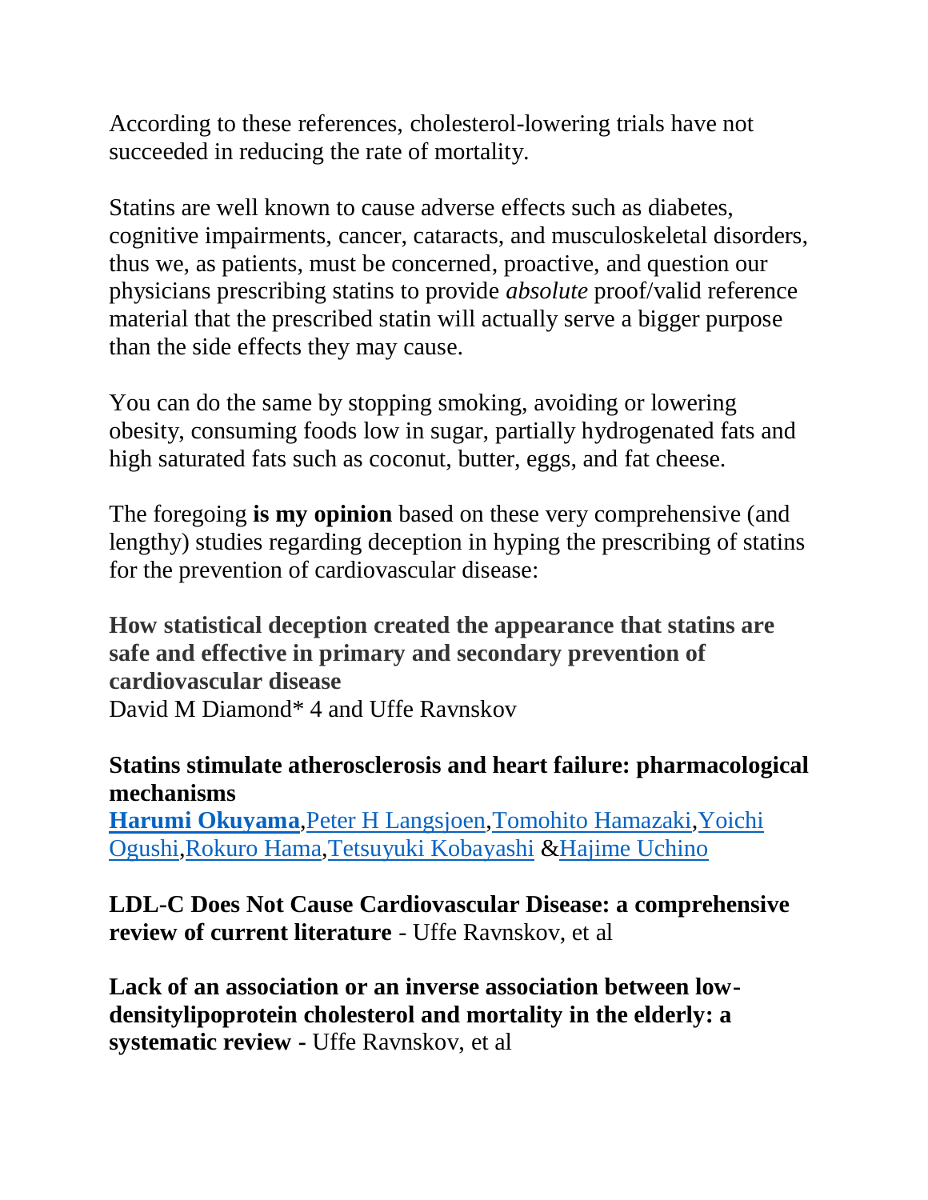According to these references, cholesterol-lowering trials have not succeeded in reducing the rate of mortality.

Statins are well known to cause adverse effects such as diabetes, cognitive impairments, cancer, cataracts, and musculoskeletal disorders, thus we, as patients, must be concerned, proactive, and question our physicians prescribing statins to provide *absolute* proof/valid reference material that the prescribed statin will actually serve a bigger purpose than the side effects they may cause.

You can do the same by stopping smoking, avoiding or lowering obesity, consuming foods low in sugar, partially hydrogenated fats and high saturated fats such as coconut, butter, eggs, and fat cheese.

The foregoing **is my opinion** based on these very comprehensive (and lengthy) studies regarding deception in hyping the prescribing of statins for the prevention of cardiovascular disease:

**How statistical deception created the appearance that statins are safe and effective in primary and secondary prevention of cardiovascular disease**
David M Diamond* 4 and Uffe Ravnskov

**Statins stimulate atherosclerosis and heart failure: pharmacological mechanisms**
**Harumi Okuyama**,Peter H Langsjoen,Tomohito Hamazaki,Yoichi Ogushi,Rokuro Hama,Tetsuyuki Kobayashi &Hajime Uchino

**LDL-C Does Not Cause Cardiovascular Disease: a comprehensive review of current literature** - Uffe Ravnskov, et al

**Lack of an association or an inverse association between low-densitylipoprotein cholesterol and mortality in the elderly: a systematic review -** Uffe Ravnskov, et al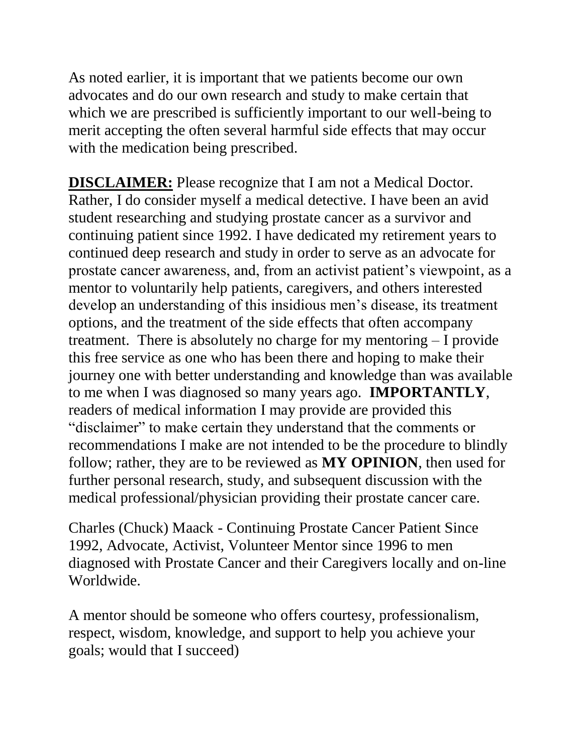As noted earlier, it is important that we patients become our own advocates and do our own research and study to make certain that which we are prescribed is sufficiently important to our well-being to merit accepting the often several harmful side effects that may occur with the medication being prescribed.

**DISCLAIMER:** Please recognize that I am not a Medical Doctor. Rather, I do consider myself a medical detective. I have been an avid student researching and studying prostate cancer as a survivor and continuing patient since 1992. I have dedicated my retirement years to continued deep research and study in order to serve as an advocate for prostate cancer awareness, and, from an activist patient's viewpoint, as a mentor to voluntarily help patients, caregivers, and others interested develop an understanding of this insidious men's disease, its treatment options, and the treatment of the side effects that often accompany treatment. There is absolutely no charge for my mentoring – I provide this free service as one who has been there and hoping to make their journey one with better understanding and knowledge than was available to me when I was diagnosed so many years ago. **IMPORTANTLY**, readers of medical information I may provide are provided this "disclaimer" to make certain they understand that the comments or recommendations I make are not intended to be the procedure to blindly follow; rather, they are to be reviewed as **MY OPINION**, then used for further personal research, study, and subsequent discussion with the medical professional/physician providing their prostate cancer care.

Charles (Chuck) Maack - Continuing Prostate Cancer Patient Since 1992, Advocate, Activist, Volunteer Mentor since 1996 to men diagnosed with Prostate Cancer and their Caregivers locally and on-line Worldwide.

A mentor should be someone who offers courtesy, professionalism, respect, wisdom, knowledge, and support to help you achieve your goals; would that I succeed)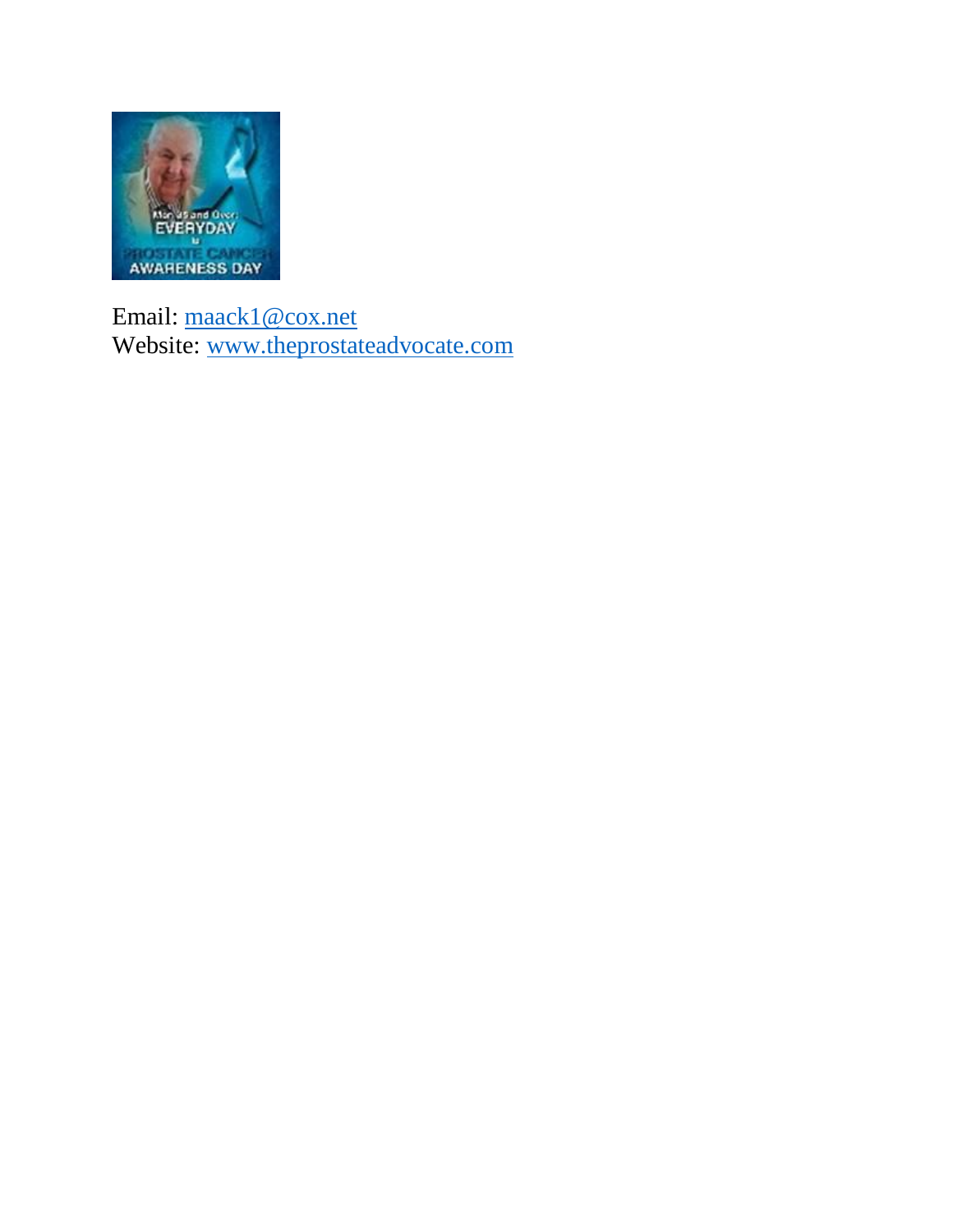Email: maack1@cox.net
Website: www.theprostateadvocate.com